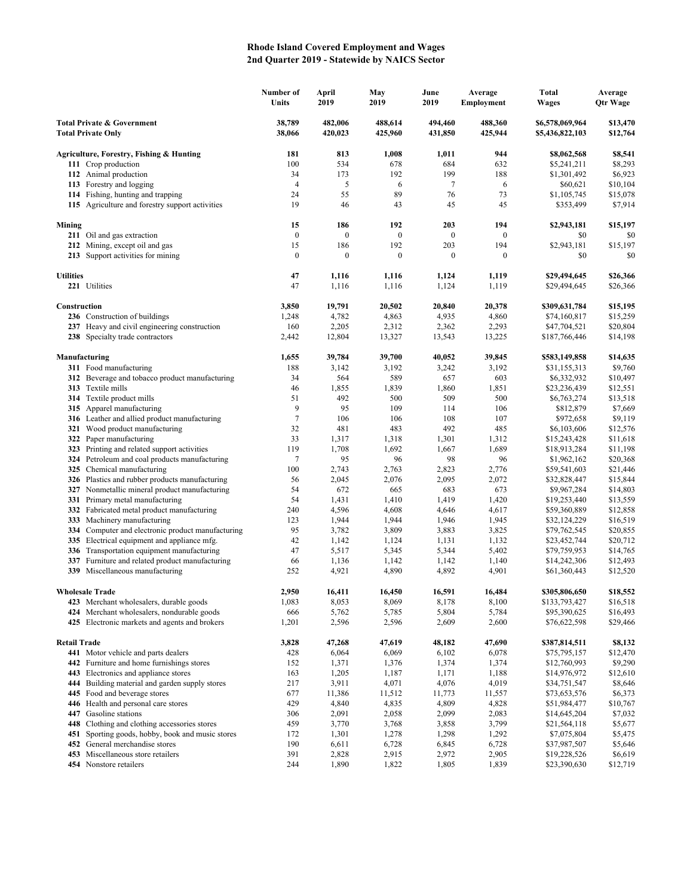# Rhode Island Covered Employment and Wages
## 2nd Quarter 2019 - Statewide by NAICS Sector

| | Number of Units | April 2019 | May 2019 | June 2019 | Average Employment | Total Wages | Average Qtr Wage |
|---|---|---|---|---|---|---|---|
| **Total Private & Government** | **38,789** | **482,006** | **488,614** | **494,460** | **488,360** | **$6,578,069,964** | **$13,470** |
| **Total Private Only** | **38,066** | **420,023** | **425,960** | **431,850** | **425,944** | **$5,436,822,103** | **$12,764** |
| **Agriculture, Forestry, Fishing & Hunting** | **181** | **813** | **1,008** | **1,011** | **944** | **$8,062,568** | **$8,541** |
| **111** Crop production | 100 | 534 | 678 | 684 | 632 | $5,241,211 | $8,293 |
| **112** Animal production | 34 | 173 | 192 | 199 | 188 | $1,301,492 | $6,923 |
| **113** Forestry and logging | 4 | 5 | 6 | 7 | 6 | $60,621 | $10,104 |
| **114** Fishing, hunting and trapping | 24 | 55 | 89 | 76 | 73 | $1,105,745 | $15,078 |
| **115** Agriculture and forestry support activities | 19 | 46 | 43 | 45 | 45 | $353,499 | $7,914 |
| **Mining** | **15** | **186** | **192** | **203** | **194** | **$2,943,181** | **$15,197** |
| **211** Oil and gas extraction | 0 | 0 | 0 | 0 | 0 | $0 | $0 |
| **212** Mining, except oil and gas | 15 | 186 | 192 | 203 | 194 | $2,943,181 | $15,197 |
| **213** Support activities for mining | 0 | 0 | 0 | 0 | 0 | $0 | $0 |
| **Utilities** | **47** | **1,116** | **1,116** | **1,124** | **1,119** | **$29,494,645** | **$26,366** |
| **221** Utilities | 47 | 1,116 | 1,116 | 1,124 | 1,119 | $29,494,645 | $26,366 |
| **Construction** | **3,850** | **19,791** | **20,502** | **20,840** | **20,378** | **$309,631,784** | **$15,195** |
| **236** Construction of buildings | 1,248 | 4,782 | 4,863 | 4,935 | 4,860 | $74,160,817 | $15,259 |
| **237** Heavy and civil engineering construction | 160 | 2,205 | 2,312 | 2,362 | 2,293 | $47,704,521 | $20,804 |
| **238** Specialty trade contractors | 2,442 | 12,804 | 13,327 | 13,543 | 13,225 | $187,766,446 | $14,198 |
| **Manufacturing** | **1,655** | **39,784** | **39,700** | **40,052** | **39,845** | **$583,149,858** | **$14,635** |
| **311** Food manufacturing | 188 | 3,142 | 3,192 | 3,242 | 3,192 | $31,155,313 | $9,760 |
| **312** Beverage and tobacco product manufacturing | 34 | 564 | 589 | 657 | 603 | $6,332,932 | $10,497 |
| **313** Textile mills | 46 | 1,855 | 1,839 | 1,860 | 1,851 | $23,236,439 | $12,551 |
| **314** Textile product mills | 51 | 492 | 500 | 509 | 500 | $6,763,274 | $13,518 |
| **315** Apparel manufacturing | 9 | 95 | 109 | 114 | 106 | $812,879 | $7,669 |
| **316** Leather and allied product manufacturing | 7 | 106 | 106 | 108 | 107 | $972,658 | $9,119 |
| **321** Wood product manufacturing | 32 | 481 | 483 | 492 | 485 | $6,103,606 | $12,576 |
| **322** Paper manufacturing | 33 | 1,317 | 1,318 | 1,301 | 1,312 | $15,243,428 | $11,618 |
| **323** Printing and related support activities | 119 | 1,708 | 1,692 | 1,667 | 1,689 | $18,913,284 | $11,198 |
| **324** Petroleum and coal products manufacturing | 7 | 95 | 96 | 98 | 96 | $1,962,162 | $20,368 |
| **325** Chemical manufacturing | 100 | 2,743 | 2,763 | 2,823 | 2,776 | $59,541,603 | $21,446 |
| **326** Plastics and rubber products manufacturing | 56 | 2,045 | 2,076 | 2,095 | 2,072 | $32,828,447 | $15,844 |
| **327** Nonmetallic mineral product manufacturing | 54 | 672 | 665 | 683 | 673 | $9,967,284 | $14,803 |
| **331** Primary metal manufacturing | 54 | 1,431 | 1,410 | 1,419 | 1,420 | $19,253,440 | $13,559 |
| **332** Fabricated metal product manufacturing | 240 | 4,596 | 4,608 | 4,646 | 4,617 | $59,360,889 | $12,858 |
| **333** Machinery manufacturing | 123 | 1,944 | 1,944 | 1,946 | 1,945 | $32,124,229 | $16,519 |
| **334** Computer and electronic product manufacturing | 95 | 3,782 | 3,809 | 3,883 | 3,825 | $79,762,545 | $20,855 |
| **335** Electrical equipment and appliance mfg. | 42 | 1,142 | 1,124 | 1,131 | 1,132 | $23,452,744 | $20,712 |
| **336** Transportation equipment manufacturing | 47 | 5,517 | 5,345 | 5,344 | 5,402 | $79,759,953 | $14,765 |
| **337** Furniture and related product manufacturing | 66 | 1,136 | 1,142 | 1,142 | 1,140 | $14,242,306 | $12,493 |
| **339** Miscellaneous manufacturing | 252 | 4,921 | 4,890 | 4,892 | 4,901 | $61,360,443 | $12,520 |
| **Wholesale Trade** | **2,950** | **16,411** | **16,450** | **16,591** | **16,484** | **$305,806,650** | **$18,552** |
| **423** Merchant wholesalers, durable goods | 1,083 | 8,053 | 8,069 | 8,178 | 8,100 | $133,793,427 | $16,518 |
| **424** Merchant wholesalers, nondurable goods | 666 | 5,762 | 5,785 | 5,804 | 5,784 | $95,390,625 | $16,493 |
| **425** Electronic markets and agents and brokers | 1,201 | 2,596 | 2,596 | 2,609 | 2,600 | $76,622,598 | $29,466 |
| **Retail Trade** | **3,828** | **47,268** | **47,619** | **48,182** | **47,690** | **$387,814,511** | **$8,132** |
| **441** Motor vehicle and parts dealers | 428 | 6,064 | 6,069 | 6,102 | 6,078 | $75,795,157 | $12,470 |
| **442** Furniture and home furnishings stores | 152 | 1,371 | 1,376 | 1,374 | 1,374 | $12,760,993 | $9,290 |
| **443** Electronics and appliance stores | 163 | 1,205 | 1,187 | 1,171 | 1,188 | $14,976,972 | $12,610 |
| **444** Building material and garden supply stores | 217 | 3,911 | 4,071 | 4,076 | 4,019 | $34,751,547 | $8,646 |
| **445** Food and beverage stores | 677 | 11,386 | 11,512 | 11,773 | 11,557 | $73,653,576 | $6,373 |
| **446** Health and personal care stores | 429 | 4,840 | 4,835 | 4,809 | 4,828 | $51,984,477 | $10,767 |
| **447** Gasoline stations | 306 | 2,091 | 2,058 | 2,099 | 2,083 | $14,645,204 | $7,032 |
| **448** Clothing and clothing accessories stores | 459 | 3,770 | 3,768 | 3,858 | 3,799 | $21,564,118 | $5,677 |
| **451** Sporting goods, hobby, book and music stores | 172 | 1,301 | 1,278 | 1,298 | 1,292 | $7,075,804 | $5,475 |
| **452** General merchandise stores | 190 | 6,611 | 6,728 | 6,845 | 6,728 | $37,987,507 | $5,646 |
| **453** Miscellaneous store retailers | 391 | 2,828 | 2,915 | 2,972 | 2,905 | $19,228,526 | $6,619 |
| **454** Nonstore retailers | 244 | 1,890 | 1,822 | 1,805 | 1,839 | $23,390,630 | $12,719 |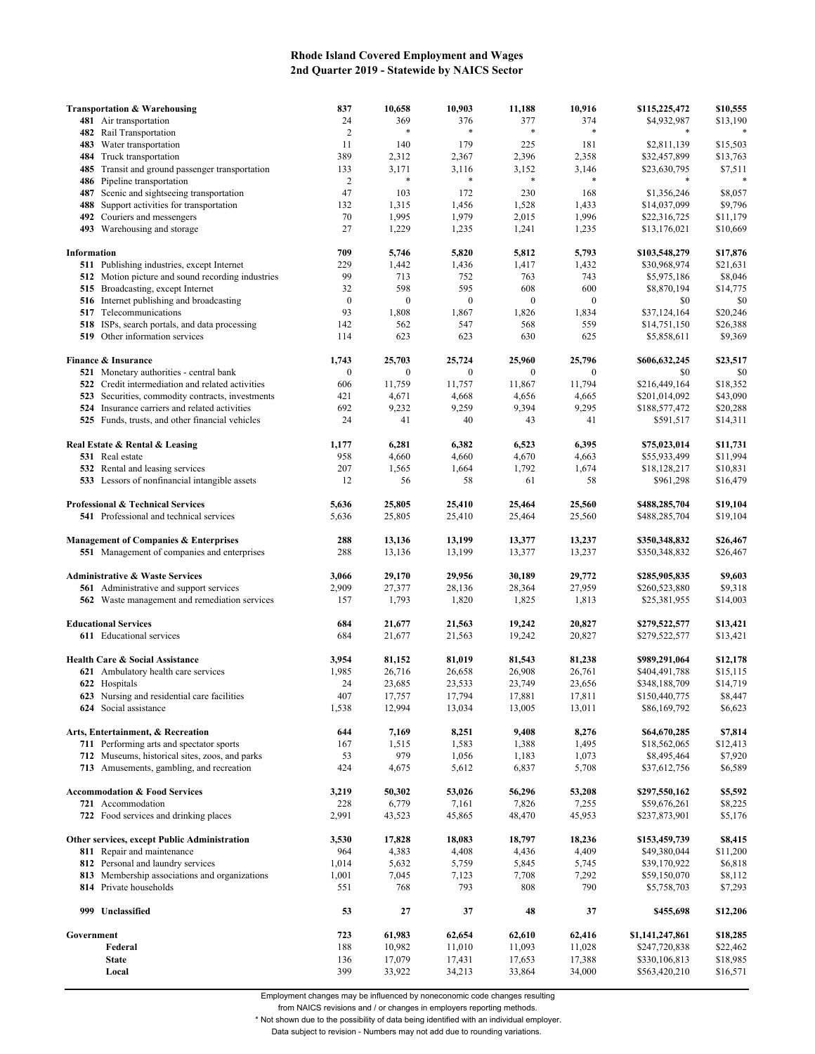# Rhode Island Covered Employment and Wages
## 2nd Quarter 2019 - Statewide by NAICS Sector

| | | | | | | | |
|---|---|---|---|---|---|---|---|
| **Transportation & Warehousing** | **837** | **10,658** | **10,903** | **11,188** | **10,916** | **$115,225,472** | **$10,555** |
| **481** Air transportation | 24 | 369 | 376 | 377 | 374 | $4,932,987 | $13,190 |
| **482** Rail Transportation | 2 | * | * | * | * | * | * |
| **483** Water transportation | 11 | 140 | 179 | 225 | 181 | $2,811,139 | $15,503 |
| **484** Truck transportation | 389 | 2,312 | 2,367 | 2,396 | 2,358 | $32,457,899 | $13,763 |
| **485** Transit and ground passenger transportation | 133 | 3,171 | 3,116 | 3,152 | 3,146 | $23,630,795 | $7,511 |
| **486** Pipeline transportation | 2 | * | * | * | * | * | * |
| **487** Scenic and sightseeing transportation | 47 | 103 | 172 | 230 | 168 | $1,356,246 | $8,057 |
| **488** Support activities for transportation | 132 | 1,315 | 1,456 | 1,528 | 1,433 | $14,037,099 | $9,796 |
| **492** Couriers and messengers | 70 | 1,995 | 1,979 | 2,015 | 1,996 | $22,316,725 | $11,179 |
| **493** Warehousing and storage | 27 | 1,229 | 1,235 | 1,241 | 1,235 | $13,176,021 | $10,669 |
| **Information** | **709** | **5,746** | **5,820** | **5,812** | **5,793** | **$103,548,279** | **$17,876** |
| **511** Publishing industries, except Internet | 229 | 1,442 | 1,436 | 1,417 | 1,432 | $30,968,974 | $21,631 |
| **512** Motion picture and sound recording industries | 99 | 713 | 752 | 763 | 743 | $5,975,186 | $8,046 |
| **515** Broadcasting, except Internet | 32 | 598 | 595 | 608 | 600 | $8,870,194 | $14,775 |
| **516** Internet publishing and broadcasting | 0 | 0 | 0 | 0 | 0 | $0 | $0 |
| **517** Telecommunications | 93 | 1,808 | 1,867 | 1,826 | 1,834 | $37,124,164 | $20,246 |
| **518** ISPs, search portals, and data processing | 142 | 562 | 547 | 568 | 559 | $14,751,150 | $26,388 |
| **519** Other information services | 114 | 623 | 623 | 630 | 625 | $5,858,611 | $9,369 |
| **Finance & Insurance** | **1,743** | **25,703** | **25,724** | **25,960** | **25,796** | **$606,632,245** | **$23,517** |
| **521** Monetary authorities - central bank | 0 | 0 | 0 | 0 | 0 | $0 | $0 |
| **522** Credit intermediation and related activities | 606 | 11,759 | 11,757 | 11,867 | 11,794 | $216,449,164 | $18,352 |
| **523** Securities, commodity contracts, investments | 421 | 4,671 | 4,668 | 4,656 | 4,665 | $201,014,092 | $43,090 |
| **524** Insurance carriers and related activities | 692 | 9,232 | 9,259 | 9,394 | 9,295 | $188,577,472 | $20,288 |
| **525** Funds, trusts, and other financial vehicles | 24 | 41 | 40 | 43 | 41 | $591,517 | $14,311 |
| **Real Estate & Rental & Leasing** | **1,177** | **6,281** | **6,382** | **6,523** | **6,395** | **$75,023,014** | **$11,731** |
| **531** Real estate | 958 | 4,660 | 4,660 | 4,670 | 4,663 | $55,933,499 | $11,994 |
| **532** Rental and leasing services | 207 | 1,565 | 1,664 | 1,792 | 1,674 | $18,128,217 | $10,831 |
| **533** Lessors of nonfinancial intangible assets | 12 | 56 | 58 | 61 | 58 | $961,298 | $16,479 |
| **Professional & Technical Services** | **5,636** | **25,805** | **25,410** | **25,464** | **25,560** | **$488,285,704** | **$19,104** |
| **541** Professional and technical services | 5,636 | 25,805 | 25,410 | 25,464 | 25,560 | $488,285,704 | $19,104 |
| **Management of Companies & Enterprises** | **288** | **13,136** | **13,199** | **13,377** | **13,237** | **$350,348,832** | **$26,467** |
| **551** Management of companies and enterprises | 288 | 13,136 | 13,199 | 13,377 | 13,237 | $350,348,832 | $26,467 |
| **Administrative & Waste Services** | **3,066** | **29,170** | **29,956** | **30,189** | **29,772** | **$285,905,835** | **$9,603** |
| **561** Administrative and support services | 2,909 | 27,377 | 28,136 | 28,364 | 27,959 | $260,523,880 | $9,318 |
| **562** Waste management and remediation services | 157 | 1,793 | 1,820 | 1,825 | 1,813 | $25,381,955 | $14,003 |
| **Educational Services** | **684** | **21,677** | **21,563** | **19,242** | **20,827** | **$279,522,577** | **$13,421** |
| **611** Educational services | 684 | 21,677 | 21,563 | 19,242 | 20,827 | $279,522,577 | $13,421 |
| **Health Care & Social Assistance** | **3,954** | **81,152** | **81,019** | **81,543** | **81,238** | **$989,291,064** | **$12,178** |
| **621** Ambulatory health care services | 1,985 | 26,716 | 26,658 | 26,908 | 26,761 | $404,491,788 | $15,115 |
| **622** Hospitals | 24 | 23,685 | 23,533 | 23,749 | 23,656 | $348,188,709 | $14,719 |
| **623** Nursing and residential care facilities | 407 | 17,757 | 17,794 | 17,881 | 17,811 | $150,440,775 | $8,447 |
| **624** Social assistance | 1,538 | 12,994 | 13,034 | 13,005 | 13,011 | $86,169,792 | $6,623 |
| **Arts, Entertainment, & Recreation** | **644** | **7,169** | **8,251** | **9,408** | **8,276** | **$64,670,285** | **$7,814** |
| **711** Performing arts and spectator sports | 167 | 1,515 | 1,583 | 1,388 | 1,495 | $18,562,065 | $12,413 |
| **712** Museums, historical sites, zoos, and parks | 53 | 979 | 1,056 | 1,183 | 1,073 | $8,495,464 | $7,920 |
| **713** Amusements, gambling, and recreation | 424 | 4,675 | 5,612 | 6,837 | 5,708 | $37,612,756 | $6,589 |
| **Accommodation & Food Services** | **3,219** | **50,302** | **53,026** | **56,296** | **53,208** | **$297,550,162** | **$5,592** |
| **721** Accommodation | 228 | 6,779 | 7,161 | 7,826 | 7,255 | $59,676,261 | $8,225 |
| **722** Food services and drinking places | 2,991 | 43,523 | 45,865 | 48,470 | 45,953 | $237,873,901 | $5,176 |
| **Other services, except Public Administration** | **3,530** | **17,828** | **18,083** | **18,797** | **18,236** | **$153,459,739** | **$8,415** |
| **811** Repair and maintenance | 964 | 4,383 | 4,408 | 4,436 | 4,409 | $49,380,044 | $11,200 |
| **812** Personal and laundry services | 1,014 | 5,632 | 5,759 | 5,845 | 5,745 | $39,170,922 | $6,818 |
| **813** Membership associations and organizations | 1,001 | 7,045 | 7,123 | 7,708 | 7,292 | $59,150,070 | $8,112 |
| **814** Private households | 551 | 768 | 793 | 808 | 790 | $5,758,703 | $7,293 |
| **999 Unclassified** | **53** | **27** | **37** | **48** | **37** | **$455,698** | **$12,206** |
| **Government** | **723** | **61,983** | **62,654** | **62,610** | **62,416** | **$1,141,247,861** | **$18,285** |
| **Federal** | 188 | 10,982 | 11,010 | 11,093 | 11,028 | $247,720,838 | $22,462 |
| **State** | 136 | 17,079 | 17,431 | 17,653 | 17,388 | $330,106,813 | $18,985 |
| **Local** | 399 | 33,922 | 34,213 | 33,864 | 34,000 | $563,420,210 | $16,571 |

Employment changes may be influenced by noneconomic code changes resulting from NAICS revisions and / or changes in employers reporting methods.

* Not shown due to the possibility of data being identified with an individual employer.

Data subject to revision - Numbers may not add due to rounding variations.